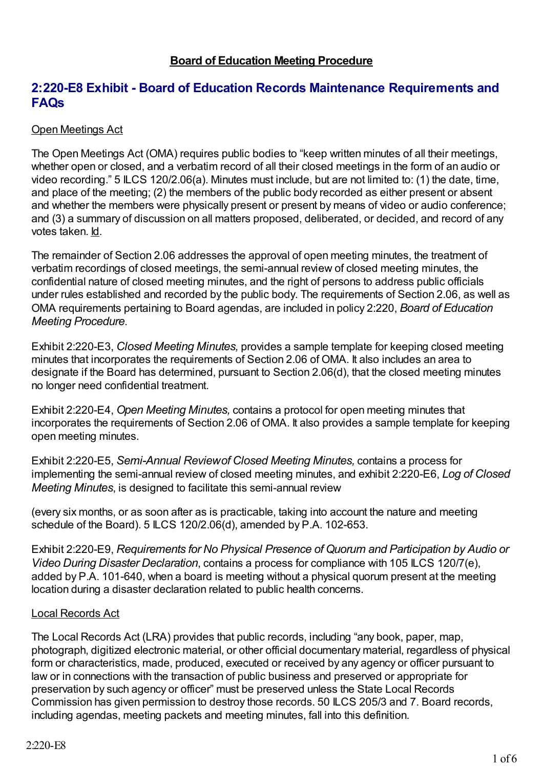**Board of Education Meeting Procedure**

## 2:220-E8 Exhibit - Board of Education Records Maintenance Requirements and FAQs

Open Meetings Act

The Open Meetings Act (OMA) requires public bodies to "keep written minutes of all their meetings, whether open or closed, and a verbatim record of all their closed meetings in the form of an audio or video recording." 5 ILCS 120/2.06(a). Minutes must include, but are not limited to: (1) the date, time, and place of the meeting; (2) the members of the public body recorded as either present or absent and whether the members were physically present or present by means of video or audio conference; and (3) a summary of discussion on all matters proposed, deliberated, or decided, and record of any votes taken. Id.

The remainder of Section 2.06 addresses the approval of open meeting minutes, the treatment of verbatim recordings of closed meetings, the semi-annual review of closed meeting minutes, the confidential nature of closed meeting minutes, and the right of persons to address public officials under rules established and recorded by the public body. The requirements of Section 2.06, as well as OMA requirements pertaining to Board agendas, are included in policy 2:220, *Board of Education Meeting Procedure*.

Exhibit 2:220-E3, *Closed Meeting Minutes,* provides a sample template for keeping closed meeting minutes that incorporates the requirements of Section 2.06 of OMA. It also includes an area to designate if the Board has determined, pursuant to Section 2.06(d), that the closed meeting minutes no longer need confidential treatment.

Exhibit 2:220-E4, *Open Meeting Minutes,* contains a protocol for open meeting minutes that incorporates the requirements of Section 2.06 of OMA. It also provides a sample template for keeping open meeting minutes.

Exhibit 2:220-E5, *Semi-Annual Review of Closed Meeting Minutes,* contains a process for implementing the semi-annual review of closed meeting minutes, and exhibit 2:220-E6, *Log of Closed Meeting Minutes*, is designed to facilitate this semi-annual review

(every six months, or as soon after as is practicable, taking into account the nature and meeting schedule of the Board). 5 ILCS 120/2.06(d), amended by P.A. 102-653.

Exhibit 2:220-E9, *Requirements for No Physical Presence of Quorum and Participation by Audio or Video During Disaster Declaration*, contains a process for compliance with 105 ILCS 120/7(e), added by P.A. 101-640, when a board is meeting without a physical quorum present at the meeting location during a disaster declaration related to public health concerns.

Local Records Act

The Local Records Act (LRA) provides that public records, including "any book, paper, map, photograph, digitized electronic material, or other official documentary material, regardless of physical form or characteristics, made, produced, executed or received by any agency or officer pursuant to law or in connections with the transaction of public business and preserved or appropriate for preservation by such agency or officer" must be preserved unless the State Local Records Commission has given permission to destroy those records. 50 ILCS 205/3 and 7. Board records, including agendas, meeting packets and meeting minutes, fall into this definition.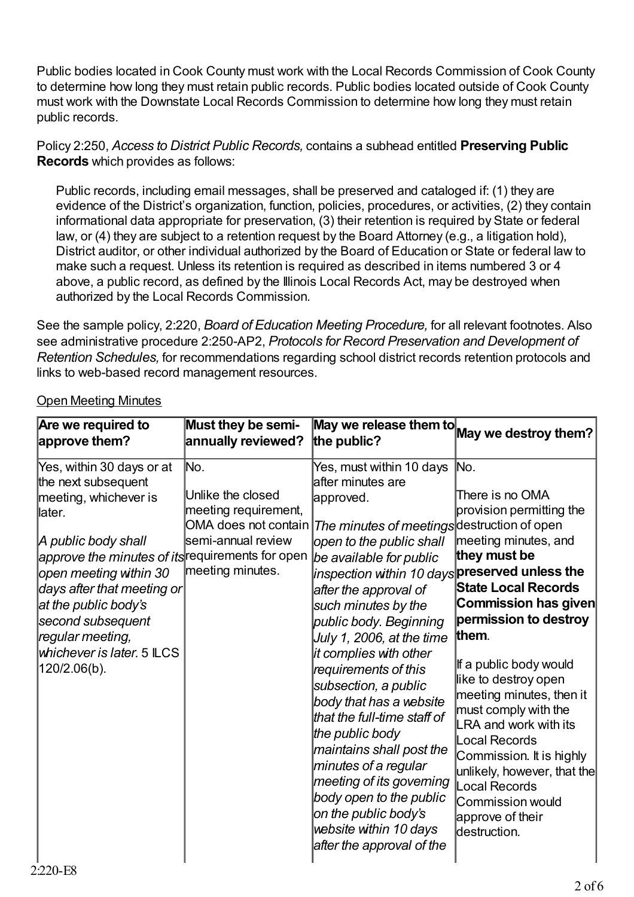Public bodies located in Cook County must work with the Local Records Commission of Cook County to determine how long they must retain public records. Public bodies located outside of Cook County must work with the Downstate Local Records Commission to determine how long they must retain public records.

Policy 2:250, *Access to District Public Records,* contains a subhead entitled **Preserving Public Records** which provides as follows:

> Public records, including email messages, shall be preserved and cataloged if: (1) they are evidence of the District's organization, function, policies, procedures, or activities, (2) they contain informational data appropriate for preservation, (3) their retention is required by State or federal law, or (4) they are subject to a retention request by the Board Attorney (e.g., a litigation hold), District auditor, or other individual authorized by the Board of Education or State or federal law to make such a request. Unless its retention is required as described in items numbered 3 or 4 above, a public record, as defined by the Illinois Local Records Act, may be destroyed when authorized by the Local Records Commission.

See the sample policy, 2:220, *Board of Education Meeting Procedure,* for all relevant footnotes. Also see administrative procedure 2:250-AP2, *Protocols for Record Preservation and Development of Retention Schedules,* for recommendations regarding school district records retention protocols and links to web-based record management resources.

<u>Open Meeting Minutes</u>

| Are we required to approve them? | Must they be semi-annually reviewed? | May we release them to the public? | May we destroy them? |
|---|---|---|---|
| Yes, within 30 days or at the next subsequent meeting, whichever is later.<br><br>*A public body shall approve the minutes of its open meeting within 30 days after that meeting or at the public body's second subsequent regular meeting, whichever is later.* 5 ILCS 120/2.06(b). | No.<br><br>Unlike the closed meeting requirement, OMA does not contain semi-annual review requirements for open meeting minutes. | Yes, must within 10 days after minutes are approved.<br><br>*The minutes of meetings open to the public shall be available for public inspection within 10 days after the approval of such minutes by the public body. Beginning July 1, 2006, at the time it complies with other requirements of this subsection, a public body that has a website that the full-time staff of the public body maintains shall post the minutes of a regular meeting of its governing body open to the public on the public body's website within 10 days after the approval of the* | No.<br><br>There is no OMA provision permitting the destruction of open meeting minutes, and **they must be preserved unless the State Local Records Commission has given permission to destroy them**.<br><br>If a public body would like to destroy open meeting minutes, then it must comply with the LRA and work with its Local Records Commission. It is highly unlikely, however, that the Local Records Commission would approve of their destruction. |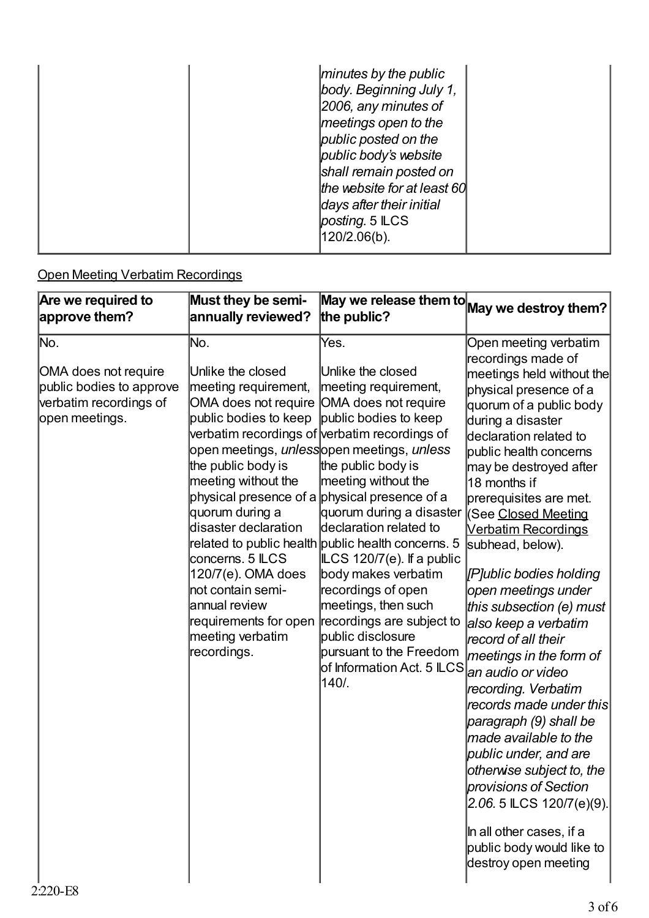| | | *minutes by the public body. Beginning July 1, 2006, any minutes of meetings open to the public posted on the public body's website shall remain posted on the website for at least 60 days after their initial posting.* 5 ILCS 120/2.06(b). | |
|---|---|---|---|

Open Meeting Verbatim Recordings

| Are we required to approve them? | Must they be semi-annually reviewed? | May we release them to the public? | May we destroy them? |
|---|---|---|---|
| No.<br><br>OMA does not require public bodies to approve verbatim recordings of open meetings. | No.<br><br>Unlike the closed meeting requirement, OMA does not require public bodies to keep verbatim recordings of open meetings, *unless* the public body is meeting without the physical presence of a quorum during a disaster declaration related to public health concerns. 5 ILCS 120/7(e). OMA does not contain semi-annual review requirements for open meeting verbatim recordings. | Yes.<br><br>Unlike the closed meeting requirement, OMA does not require public bodies to keep verbatim recordings of open meetings, *unless* the public body is meeting without the physical presence of a quorum during a disaster declaration related to public health concerns. 5 ILCS 120/7(e). If a public body makes verbatim recordings of open meetings, then such recordings are subject to public disclosure pursuant to the Freedom of Information Act. 5 ILCS 140/. | Open meeting verbatim recordings made of meetings held without the physical presence of a quorum of a public body during a disaster declaration related to public health concerns may be destroyed after 18 months if prerequisites are met. (See Closed Meeting Verbatim Recordings subhead, below).<br><br>*[P]ublic bodies holding open meetings under this subsection (e) must also keep a verbatim record of all their meetings in the form of an audio or video recording. Verbatim records made under this paragraph (9) shall be made available to the public under, and are otherwise subject to, the provisions of Section 2.06.* 5 ILCS 120/7(e)(9).<br><br>In all other cases, if a public body would like to destroy open meeting |

2:220-E8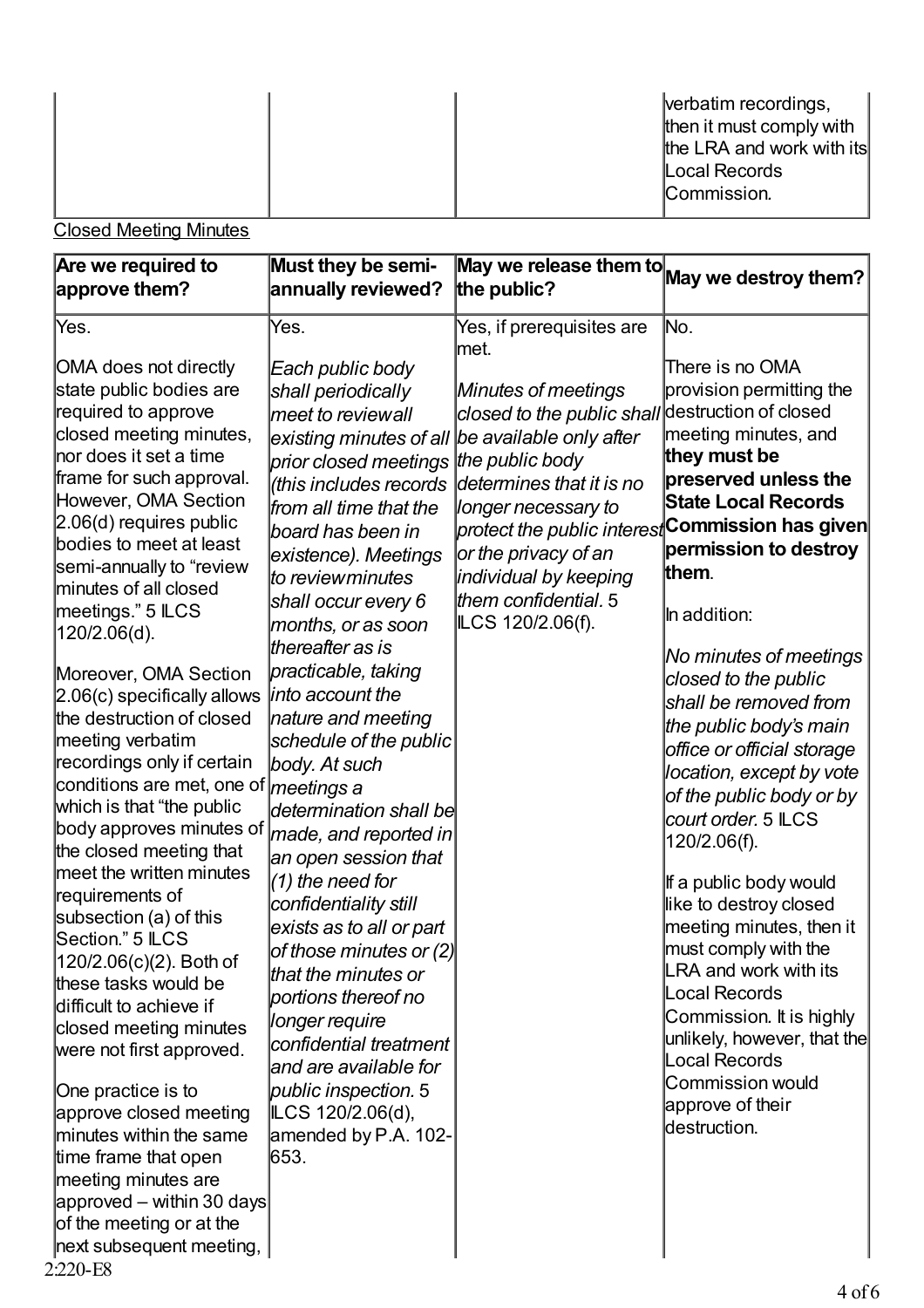| | | | verbatim recordings, then it must comply with the LRA and work with its Local Records Commission. |
|---|---|---|---|

Closed Meeting Minutes

| Are we required to approve them? | Must they be semi-annually reviewed? | May we release them to the public? | May we destroy them? |
|---|---|---|---|
| Yes.<br><br>OMA does not directly state public bodies are required to approve closed meeting minutes, nor does it set a time frame for such approval. However, OMA Section 2.06(d) requires public bodies to meet at least semi-annually to "review minutes of all closed meetings." 5 ILCS 120/2.06(d).<br><br>Moreover, OMA Section 2.06(c) specifically allows the destruction of closed meeting verbatim recordings only if certain conditions are met, one of which is that "the public body approves minutes of the closed meeting that meet the written minutes requirements of subsection (a) of this Section." 5 ILCS 120/2.06(c)(2). Both of these tasks would be difficult to achieve if closed meeting minutes were not first approved.<br><br>One practice is to approve closed meeting minutes within the same time frame that open meeting minutes are approved – within 30 days of the meeting or at the next subsequent meeting, | Yes.<br><br>*Each public body shall periodically meet to reviewall existing minutes of all prior closed meetings (this includes records from all time that the board has been in existence). Meetings to reviewminutes shall occur every 6 months, or as soon thereafter as is practicable, taking into account the nature and meeting schedule of the public body. At such meetings a determination shall be made, and reported in an open session that (1) the need for confidentiality still exists as to all or part of those minutes or (2) that the minutes or portions thereof no longer require confidential treatment and are available for public inspection.* 5 ILCS 120/2.06(d), amended by P.A. 102-653. | Yes, if prerequisites are met.<br><br>*Minutes of meetings closed to the public shall be available only after the public body determines that it is no longer necessary to protect the public interest or the privacy of an individual by keeping them confidential.* 5 ILCS 120/2.06(f). | No.<br><br>There is no OMA provision permitting the destruction of closed meeting minutes, and **they must be preserved unless the State Local Records Commission has given permission to destroy them**.<br><br>In addition:<br><br>*No minutes of meetings closed to the public shall be removed from the public body's main office or official storage location, except by vote of the public body or by court order.* 5 ILCS 120/2.06(f).<br><br>If a public body would like to destroy closed meeting minutes, then it must comply with the LRA and work with its Local Records Commission. It is highly unlikely, however, that the Local Records Commission would approve of their destruction. |

2:220-E8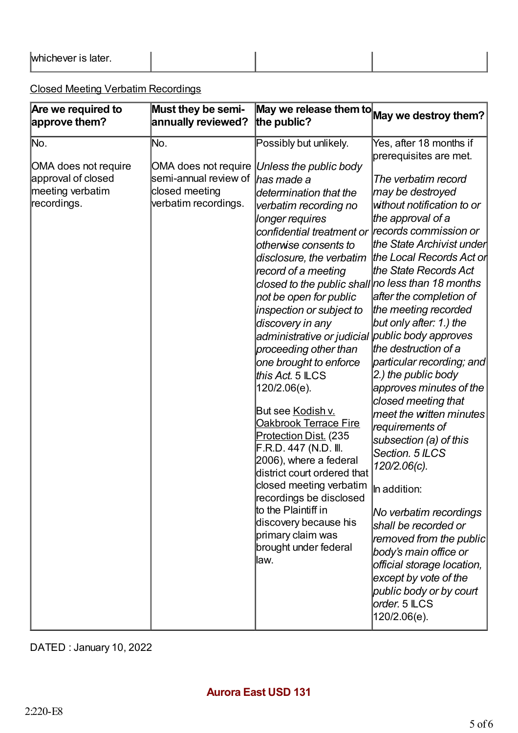| whichever is later. | | | |
|---|---|---|---|

<u>Closed Meeting Verbatim Recordings</u>

| **Are we required to approve them?** | **Must they be semi-annually reviewed?** | **May we release them to the public?** | **May we destroy them?** |
|---|---|---|---|
| No.<br><br>OMA does not require approval of closed meeting verbatim recordings. | No.<br><br>OMA does not require semi-annual review of closed meeting verbatim recordings. | Possibly but unlikely.<br><br>*Unless the public body has made a determination that the verbatim recording no longer requires confidential treatment or otherwise consents to disclosure, the verbatim record of a meeting closed to the public shall not be open for public inspection or subject to discovery in any administrative or judicial proceeding other than one brought to enforce this Act.* 5 ILCS 120/2.06(e).<br><br>But see <u>Kodish v. Oakbrook Terrace Fire Protection Dist.</u> (235 F.R.D. 447 (N.D. Ill. 2006), where a federal district court ordered that closed meeting verbatim recordings be disclosed to the Plaintiff in discovery because his primary claim was brought under federal law. | Yes, after 18 months if prerequisites are met.<br><br>*The verbatim record may be destroyed without notification to or the approval of a records commission or the State Archivist under the Local Records Act or the State Records Act no less than 18 months after the completion of the meeting recorded but only after: 1.) the public body approves the destruction of a particular recording; and 2.) the public body approves minutes of the closed meeting that meet the written minutes requirements of subsection (a) of this Section. 5 ILCS 120/2.06(c).*<br><br>In addition:<br><br>*No verbatim recordings shall be recorded or removed from the public body's main office or official storage location, except by vote of the public body or by court order.* 5 ILCS 120/2.06(e). |

DATED : January 10, 2022

Aurora East USD 131

2:220-E8